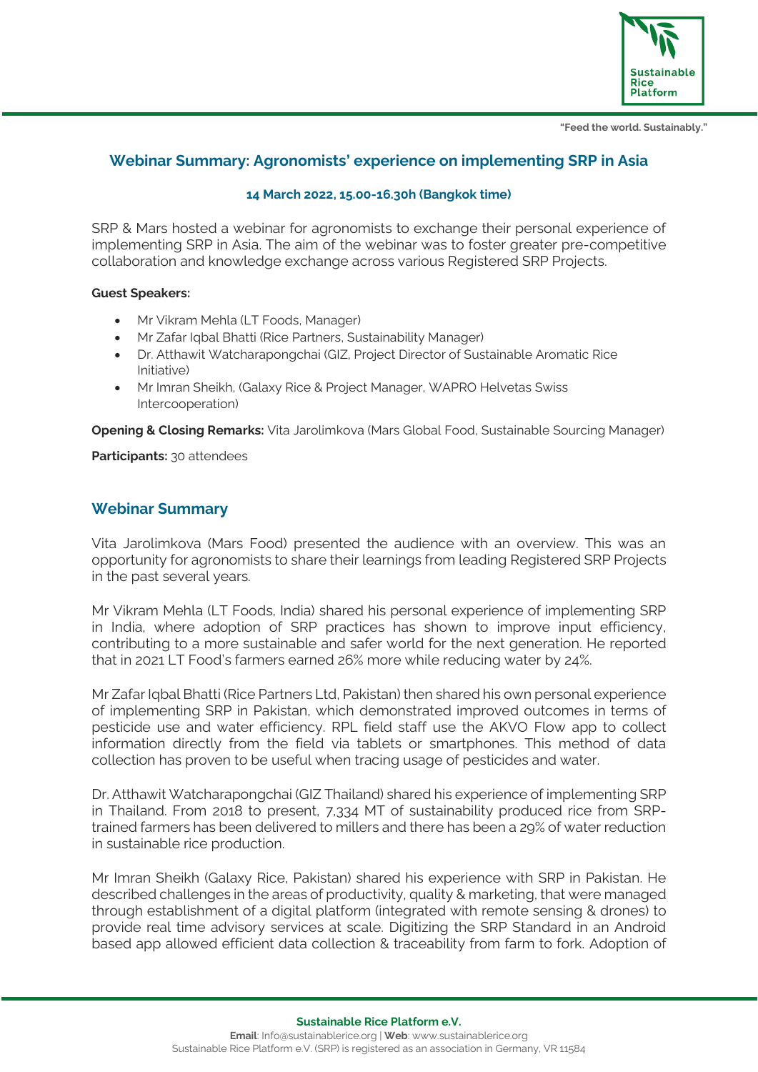"Feed the world. Sustainably."

## Webinar Summary: Agronomists' experience on implementing SRP in Asia

**14 March 2022, 15.00-16.30h (Bangkok time)**

SRP & Mars hosted a webinar for agronomists to exchange their personal experience of implementing SRP in Asia. The aim of the webinar was to foster greater pre-competitive collaboration and knowledge exchange across various Registered SRP Projects.

**Guest Speakers:**

- Mr Vikram Mehla (LT Foods, Manager)
- Mr Zafar Iqbal Bhatti (Rice Partners, Sustainability Manager)
- Dr. Atthawit Watcharapongchai (GIZ, Project Director of Sustainable Aromatic Rice Initiative)
- Mr Imran Sheikh, (Galaxy Rice & Project Manager, WAPRO Helvetas Swiss Intercooperation)

**Opening & Closing Remarks:** Vita Jarolimkova (Mars Global Food, Sustainable Sourcing Manager)

**Participants:** 30 attendees

## Webinar Summary

Vita Jarolimkova (Mars Food) presented the audience with an overview. This was an opportunity for agronomists to share their learnings from leading Registered SRP Projects in the past several years.

Mr Vikram Mehla (LT Foods, India) shared his personal experience of implementing SRP in India, where adoption of SRP practices has shown to improve input efficiency, contributing to a more sustainable and safer world for the next generation. He reported that in 2021 LT Food's farmers earned 26% more while reducing water by 24%.

Mr Zafar Iqbal Bhatti (Rice Partners Ltd, Pakistan) then shared his own personal experience of implementing SRP in Pakistan, which demonstrated improved outcomes in terms of pesticide use and water efficiency. RPL field staff use the AKVO Flow app to collect information directly from the field via tablets or smartphones. This method of data collection has proven to be useful when tracing usage of pesticides and water.

Dr. Atthawit Watcharapongchai (GIZ Thailand) shared his experience of implementing SRP in Thailand. From 2018 to present, 7,334 MT of sustainability produced rice from SRP-trained farmers has been delivered to millers and there has been a 29% of water reduction in sustainable rice production.

Mr Imran Sheikh (Galaxy Rice, Pakistan) shared his experience with SRP in Pakistan. He described challenges in the areas of productivity, quality & marketing, that were managed through establishment of a digital platform (integrated with remote sensing & drones) to provide real time advisory services at scale. Digitizing the SRP Standard in an Android based app allowed efficient data collection & traceability from farm to fork. Adoption of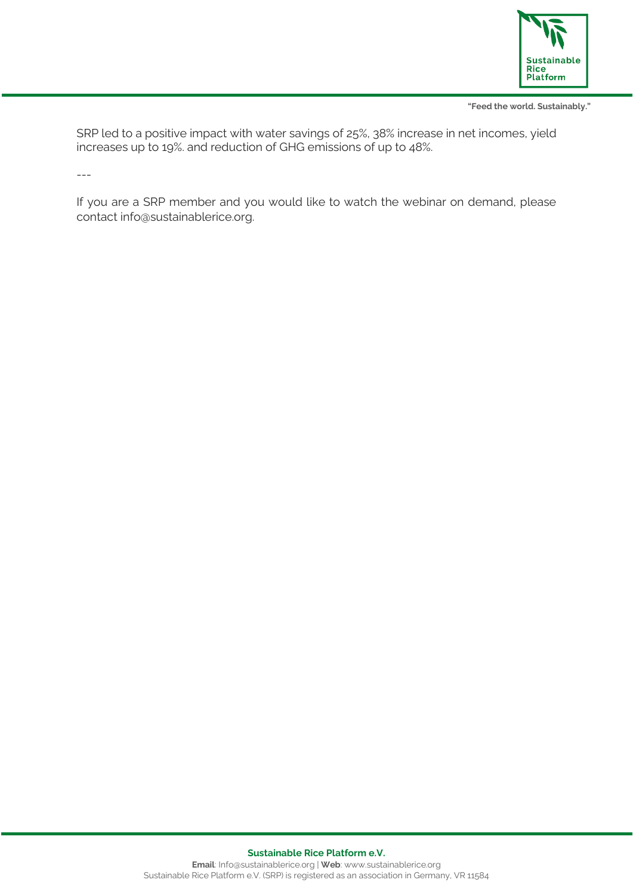SRP led to a positive impact with water savings of 25%, 38% increase in net incomes, yield increases up to 19%. and reduction of GHG emissions of up to 48%.

---

If you are a SRP member and you would like to watch the webinar on demand, please contact info@sustainablerice.org.